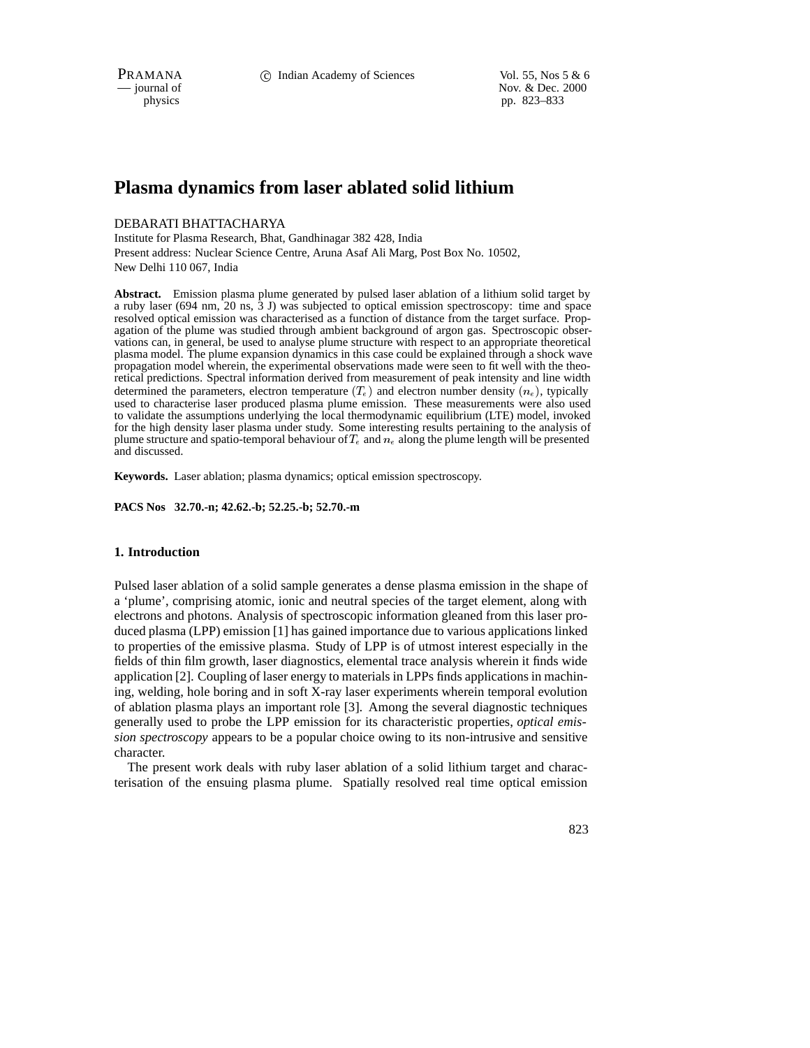# Plasma dynamics from laser ablated solid lithium

DEBARATI BHATTACHARYA

Institute for Plasma Research, Bhat, Gandhinagar 382 428, India

Present address: Nuclear Science Centre, Aruna Asaf Ali Marg, Post Box No. 10502, New Delhi 110 067, India

**Abstract.** Emission plasma plume generated by pulsed laser ablation of a lithium solid target by a ruby laser (694 nm, 20 ns, 3 J) was subjected to optical emission spectroscopy: time and space resolved optical emission was characterised as a function of distance from the target surface. Propagation of the plume was studied through ambient background of argon gas. Spectroscopic observations can, in general, be used to analyse plume structure with respect to an appropriate theoretical plasma model. The plume expansion dynamics in this case could be explained through a shock wave propagation model wherein, the experimental observations made were seen to fit well with the theoretical predictions. Spectral information derived from measurement of peak intensity and line width determined the parameters, electron temperature ($T_e$) and electron number density ($n_e$), typically used to characterise laser produced plasma plume emission. These measurements were also used to validate the assumptions underlying the local thermodynamic equilibrium (LTE) model, invoked for the high density laser plasma under study. Some interesting results pertaining to the analysis of plume structure and spatio-temporal behaviour of $T_e$ and $n_e$ along the plume length will be presented and discussed.

**Keywords.** Laser ablation; plasma dynamics; optical emission spectroscopy.

**PACS Nos 32.70.-n; 42.62.-b; 52.25.-b; 52.70.-m**

## 1. Introduction

Pulsed laser ablation of a solid sample generates a dense plasma emission in the shape of a 'plume', comprising atomic, ionic and neutral species of the target element, along with electrons and photons. Analysis of spectroscopic information gleaned from this laser produced plasma (LPP) emission [1] has gained importance due to various applications linked to properties of the emissive plasma. Study of LPP is of utmost interest especially in the fields of thin film growth, laser diagnostics, elemental trace analysis wherein it finds wide application [2]. Coupling of laser energy to materials in LPPs finds applications in machining, welding, hole boring and in soft X-ray laser experiments wherein temporal evolution of ablation plasma plays an important role [3]. Among the several diagnostic techniques generally used to probe the LPP emission for its characteristic properties, *optical emission spectroscopy* appears to be a popular choice owing to its non-intrusive and sensitive character.

The present work deals with ruby laser ablation of a solid lithium target and characterisation of the ensuing plasma plume. Spatially resolved real time optical emission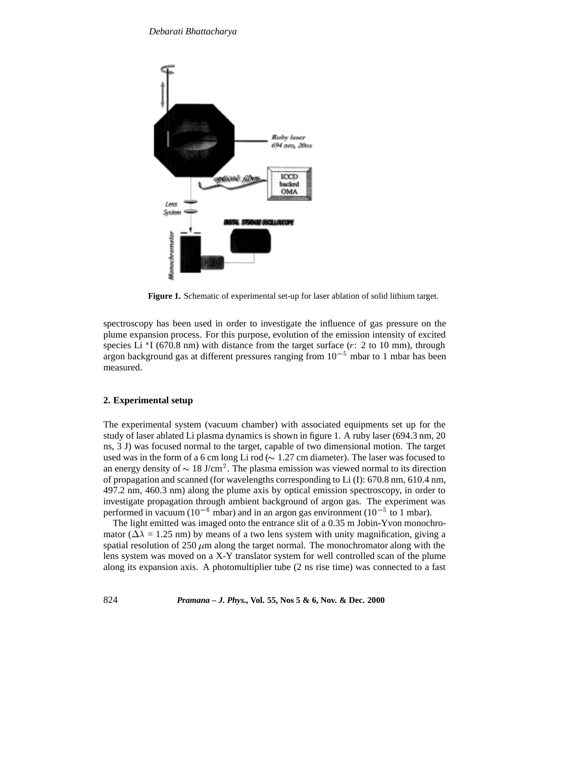Figure 1. Schematic of experimental set-up for laser ablation of solid lithium target.

spectroscopy has been used in order to investigate the influence of gas pressure on the plume expansion process. For this purpose, evolution of the emission intensity of excited species Li *I (670.8 nm) with distance from the target surface ($r$: 2 to 10 mm), through argon background gas at different pressures ranging from $10^{-5}$ mbar to 1 mbar has been measured.

## 2. Experimental setup

The experimental system (vacuum chamber) with associated equipments set up for the study of laser ablated Li plasma dynamics is shown in figure 1. A ruby laser (694.3 nm, 20 ns, 3 J) was focused normal to the target, capable of two dimensional motion. The target used was in the form of a 6 cm long Li rod ($\sim$ 1.27 cm diameter). The laser was focused to an energy density of $\sim$ 18 J/cm$^2$. The plasma emission was viewed normal to its direction of propagation and scanned (for wavelengths corresponding to Li (I): 670.8 nm, 610.4 nm, 497.2 nm, 460.3 nm) along the plume axis by optical emission spectroscopy, in order to investigate propagation through ambient background of argon gas. The experiment was performed in vacuum ($10^{-6}$ mbar) and in an argon gas environment ($10^{-5}$ to 1 mbar).

The light emitted was imaged onto the entrance slit of a 0.35 m Jobin-Yvon monochromator ($\Delta\lambda$ = 1.25 nm) by means of a two lens system with unity magnification, giving a spatial resolution of 250 $\mu$m along the target normal. The monochromator along with the lens system was moved on a X-Y translator system for well controlled scan of the plume along its expansion axis. A photomultiplier tube (2 ns rise time) was connected to a fast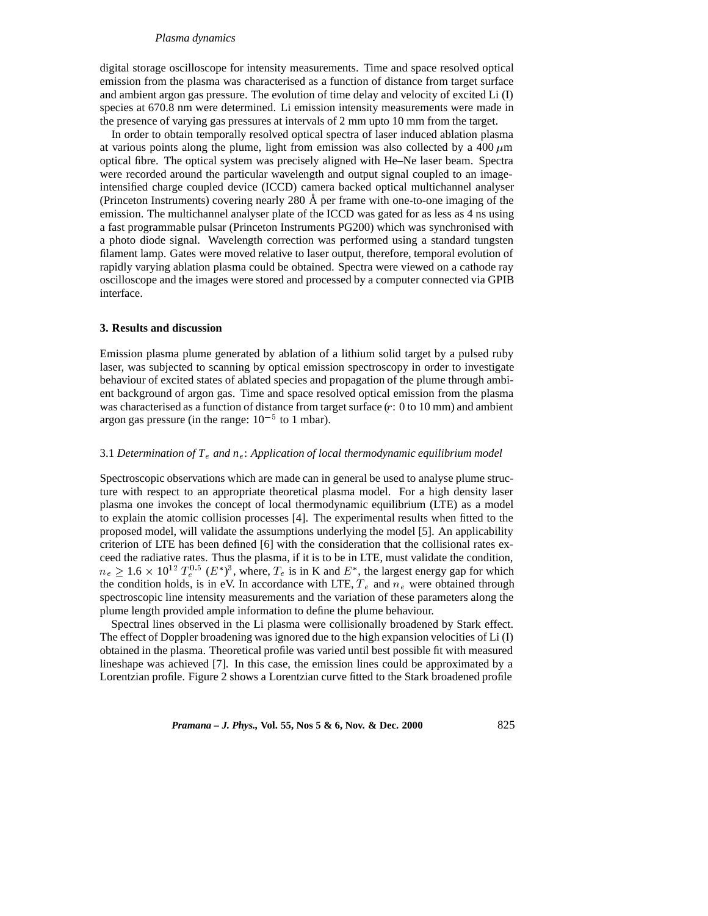digital storage oscilloscope for intensity measurements. Time and space resolved optical emission from the plasma was characterised as a function of distance from target surface and ambient argon gas pressure. The evolution of time delay and velocity of excited Li (I) species at 670.8 nm were determined. Li emission intensity measurements were made in the presence of varying gas pressures at intervals of 2 mm upto 10 mm from the target.

In order to obtain temporally resolved optical spectra of laser induced ablation plasma at various points along the plume, light from emission was also collected by a 400 $\mu$m optical fibre. The optical system was precisely aligned with He–Ne laser beam. Spectra were recorded around the particular wavelength and output signal coupled to an image-intensified charge coupled device (ICCD) camera backed optical multichannel analyser (Princeton Instruments) covering nearly 280 Å per frame with one-to-one imaging of the emission. The multichannel analyser plate of the ICCD was gated for as less as 4 ns using a fast programmable pulsar (Princeton Instruments PG200) which was synchronised with a photo diode signal. Wavelength correction was performed using a standard tungsten filament lamp. Gates were moved relative to laser output, therefore, temporal evolution of rapidly varying ablation plasma could be obtained. Spectra were viewed on a cathode ray oscilloscope and the images were stored and processed by a computer connected via GPIB interface.

## 3. Results and discussion

Emission plasma plume generated by ablation of a lithium solid target by a pulsed ruby laser, was subjected to scanning by optical emission spectroscopy in order to investigate behaviour of excited states of ablated species and propagation of the plume through ambient background of argon gas. Time and space resolved optical emission from the plasma was characterised as a function of distance from target surface ($r$: 0 to 10 mm) and ambient argon gas pressure (in the range: $10^{-5}$ to 1 mbar).

### 3.1 *Determination of $T_e$ and $n_e$: Application of local thermodynamic equilibrium model*

Spectroscopic observations which are made can in general be used to analyse plume structure with respect to an appropriate theoretical plasma model. For a high density laser plasma one invokes the concept of local thermodynamic equilibrium (LTE) as a model to explain the atomic collision processes [4]. The experimental results when fitted to the proposed model, will validate the assumptions underlying the model [5]. An applicability criterion of LTE has been defined [6] with the consideration that the collisional rates exceed the radiative rates. Thus the plasma, if it is to be in LTE, must validate the condition, $n_e \geq 1.6 \times 10^{12}\, T_e^{0.5}\, (E^*)^3$, where, $T_e$ is in K and $E^*$, the largest energy gap for which the condition holds, is in eV. In accordance with LTE, $T_e$ and $n_e$ were obtained through spectroscopic line intensity measurements and the variation of these parameters along the plume length provided ample information to define the plume behaviour.

Spectral lines observed in the Li plasma were collisionally broadened by Stark effect. The effect of Doppler broadening was ignored due to the high expansion velocities of Li (I) obtained in the plasma. Theoretical profile was varied until best possible fit with measured lineshape was achieved [7]. In this case, the emission lines could be approximated by a Lorentzian profile. Figure 2 shows a Lorentzian curve fitted to the Stark broadened profile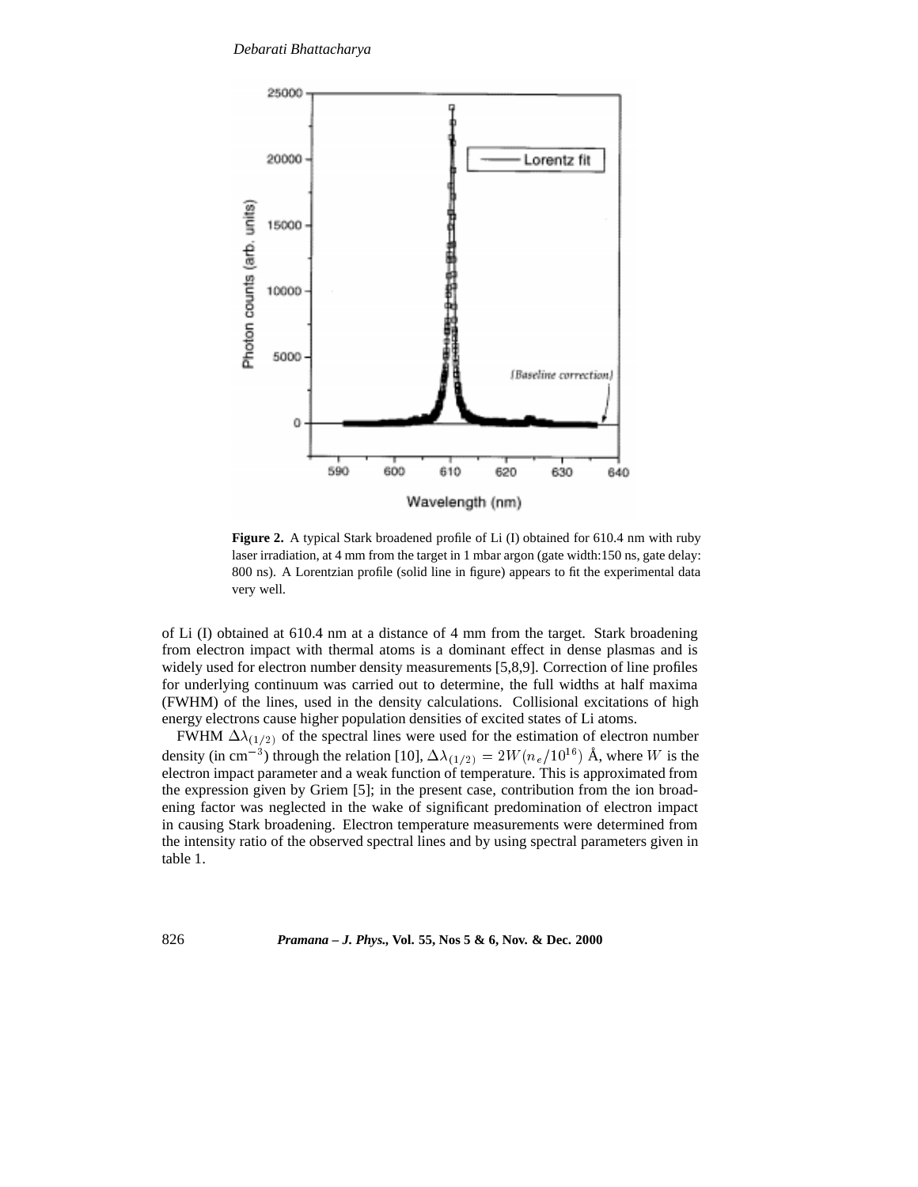**Figure 2.** A typical Stark broadened profile of Li (I) obtained for 610.4 nm with ruby laser irradiation, at 4 mm from the target in 1 mbar argon (gate width:150 ns, gate delay: 800 ns). A Lorentzian profile (solid line in figure) appears to fit the experimental data very well.

of Li (I) obtained at 610.4 nm at a distance of 4 mm from the target. Stark broadening from electron impact with thermal atoms is a dominant effect in dense plasmas and is widely used for electron number density measurements [5,8,9]. Correction of line profiles for underlying continuum was carried out to determine, the full widths at half maxima (FWHM) of the lines, used in the density calculations. Collisional excitations of high energy electrons cause higher population densities of excited states of Li atoms.

FWHM $\Delta\lambda_{(1/2)}$ of the spectral lines were used for the estimation of electron number density (in cm$^{-3}$) through the relation [10], $\Delta\lambda_{(1/2)} = 2W(n_e/10^{16})$ Å, where $W$ is the electron impact parameter and a weak function of temperature. This is approximated from the expression given by Griem [5]; in the present case, contribution from the ion broadening factor was neglected in the wake of significant predomination of electron impact in causing Stark broadening. Electron temperature measurements were determined from the intensity ratio of the observed spectral lines and by using spectral parameters given in table 1.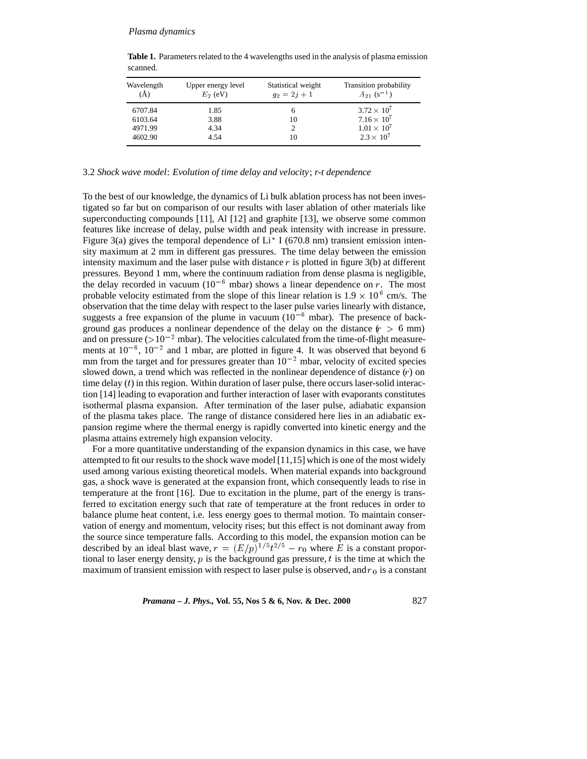**Table 1.** Parameters related to the 4 wavelengths used in the analysis of plasma emission scanned.

| Wavelength (Å) | Upper energy level $E_2$ (eV) | Statistical weight $g_2 = 2j + 1$ | Transition probability $A_{21}$ ($s^{-1}$) |
|---|---|---|---|
| 6707.84 | 1.85 | 6 | $3.72 \times 10^7$ |
| 6103.64 | 3.88 | 10 | $7.16 \times 10^7$ |
| 4971.99 | 4.34 | 2 | $1.01 \times 10^7$ |
| 4602.90 | 4.54 | 10 | $2.3 \times 10^7$ |

### 3.2 *Shock wave model*: *Evolution of time delay and velocity*; *r-t dependence*

To the best of our knowledge, the dynamics of Li bulk ablation process has not been investigated so far but on comparison of our results with laser ablation of other materials like superconducting compounds [11], Al [12] and graphite [13], we observe some common features like increase of delay, pulse width and peak intensity with increase in pressure. Figure 3(a) gives the temporal dependence of $Li^*$ I (670.8 nm) transient emission intensity maximum at 2 mm in different gas pressures. The time delay between the emission intensity maximum and the laser pulse with distance $r$ is plotted in figure 3(b) at different pressures. Beyond 1 mm, where the continuum radiation from dense plasma is negligible, the delay recorded in vacuum ($10^{-6}$ mbar) shows a linear dependence on $r$. The most probable velocity estimated from the slope of this linear relation is $1.9 \times 10^6$ cm/s. The observation that the time delay with respect to the laser pulse varies linearly with distance, suggests a free expansion of the plume in vacuum ($10^{-6}$ mbar). The presence of background gas produces a nonlinear dependence of the delay on the distance ($r > 6$ mm) and on pressure ($>10^{-2}$ mbar). The velocities calculated from the time-of-flight measurements at $10^{-6}$, $10^{-2}$ and 1 mbar, are plotted in figure 4. It was observed that beyond 6 mm from the target and for pressures greater than $10^{-2}$ mbar, velocity of excited species slowed down, a trend which was reflected in the nonlinear dependence of distance ($r$) on time delay ($t$) in this region. Within duration of laser pulse, there occurs laser-solid interaction [14] leading to evaporation and further interaction of laser with evaporants constitutes isothermal plasma expansion. After termination of the laser pulse, adiabatic expansion of the plasma takes place. The range of distance considered here lies in an adiabatic expansion regime where the thermal energy is rapidly converted into kinetic energy and the plasma attains extremely high expansion velocity.

For a more quantitative understanding of the expansion dynamics in this case, we have attempted to fit our results to the shock wave model [11,15] which is one of the most widely used among various existing theoretical models. When material expands into background gas, a shock wave is generated at the expansion front, which consequently leads to rise in temperature at the front [16]. Due to excitation in the plume, part of the energy is transferred to excitation energy such that rate of temperature at the front reduces in order to balance plume heat content, i.e. less energy goes to thermal motion. To maintain conservation of energy and momentum, velocity rises; but this effect is not dominant away from the source since temperature falls. According to this model, the expansion motion can be described by an ideal blast wave, $r = (E/p)^{1/5} t^{2/5} - r_0$ where $E$ is a constant proportional to laser energy density, $p$ is the background gas pressure, $t$ is the time at which the maximum of transient emission with respect to laser pulse is observed, and $r_0$ is a constant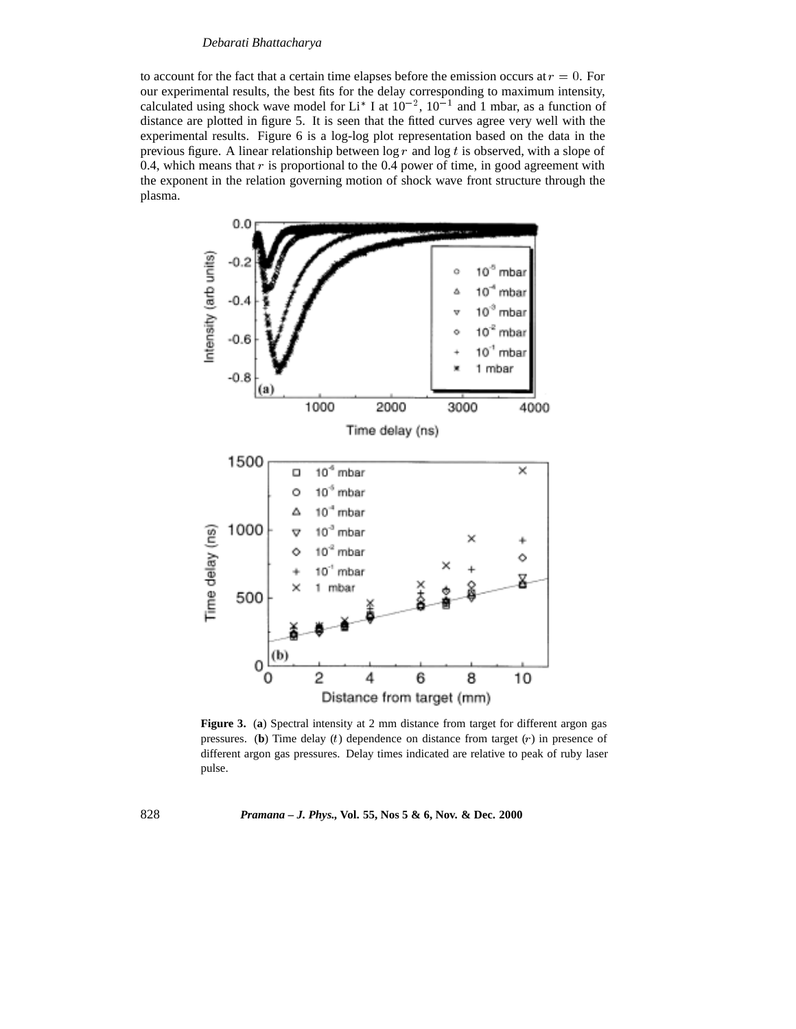to account for the fact that a certain time elapses before the emission occurs at $r = 0$. For our experimental results, the best fits for the delay corresponding to maximum intensity, calculated using shock wave model for Li* I at $10^{-2}$, $10^{-1}$ and 1 mbar, as a function of distance are plotted in figure 5. It is seen that the fitted curves agree very well with the experimental results. Figure 6 is a log-log plot representation based on the data in the previous figure. A linear relationship between $\log r$ and $\log t$ is observed, with a slope of 0.4, which means that $r$ is proportional to the 0.4 power of time, in good agreement with the exponent in the relation governing motion of shock wave front structure through the plasma.

**Figure 3.** (**a**) Spectral intensity at 2 mm distance from target for different argon gas pressures. (**b**) Time delay ($t$) dependence on distance from target ($r$) in presence of different argon gas pressures. Delay times indicated are relative to peak of ruby laser pulse.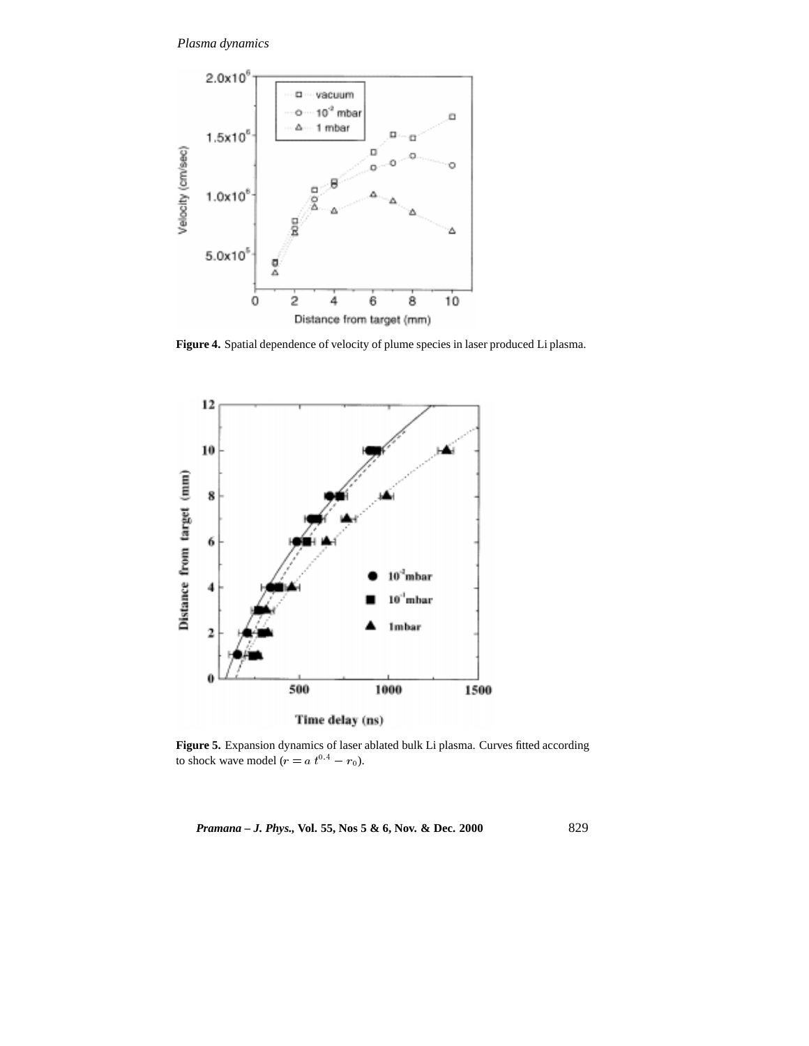**Figure 4.** Spatial dependence of velocity of plume species in laser produced Li plasma.

**Figure 5.** Expansion dynamics of laser ablated bulk Li plasma. Curves fitted according to shock wave model ($r = a\ t^{0.4} - r_0$).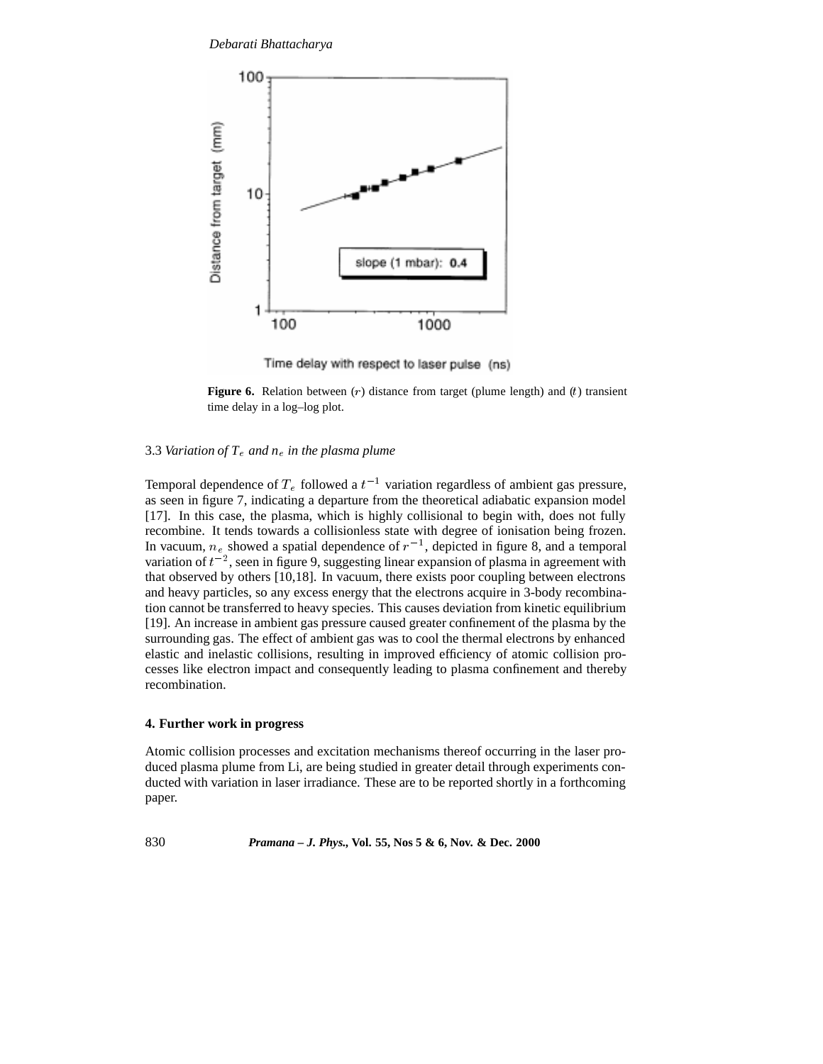**Figure 6.** Relation between ($r$) distance from target (plume length) and ($t$) transient time delay in a log–log plot.

### 3.3 *Variation of $T_e$ and $n_e$ in the plasma plume*

Temporal dependence of $T_e$ followed a $t^{-1}$ variation regardless of ambient gas pressure, as seen in figure 7, indicating a departure from the theoretical adiabatic expansion model [17]. In this case, the plasma, which is highly collisional to begin with, does not fully recombine. It tends towards a collisionless state with degree of ionisation being frozen. In vacuum, $n_e$ showed a spatial dependence of $r^{-1}$, depicted in figure 8, and a temporal variation of $t^{-2}$, seen in figure 9, suggesting linear expansion of plasma in agreement with that observed by others [10,18]. In vacuum, there exists poor coupling between electrons and heavy particles, so any excess energy that the electrons acquire in 3-body recombination cannot be transferred to heavy species. This causes deviation from kinetic equilibrium [19]. An increase in ambient gas pressure caused greater confinement of the plasma by the surrounding gas. The effect of ambient gas was to cool the thermal electrons by enhanced elastic and inelastic collisions, resulting in improved efficiency of atomic collision processes like electron impact and consequently leading to plasma confinement and thereby recombination.

## 4. Further work in progress

Atomic collision processes and excitation mechanisms thereof occurring in the laser produced plasma plume from Li, are being studied in greater detail through experiments conducted with variation in laser irradiance. These are to be reported shortly in a forthcoming paper.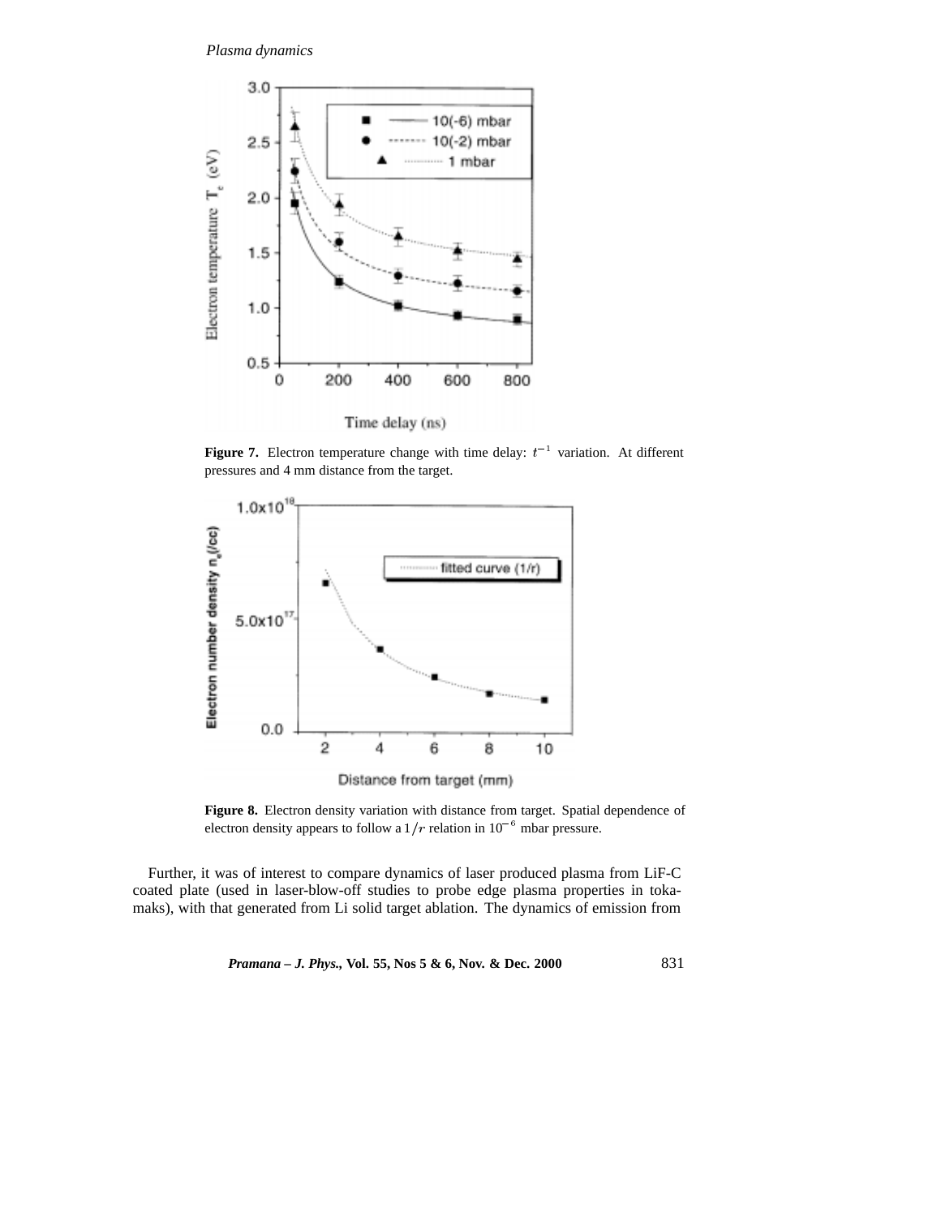**Figure 7.** Electron temperature change with time delay: $t^{-1}$ variation. At different pressures and 4 mm distance from the target.

**Figure 8.** Electron density variation with distance from target. Spatial dependence of electron density appears to follow a $1/r$ relation in $10^{-6}$ mbar pressure.

Further, it was of interest to compare dynamics of laser produced plasma from LiF-C coated plate (used in laser-blow-off studies to probe edge plasma properties in tokamaks), with that generated from Li solid target ablation. The dynamics of emission from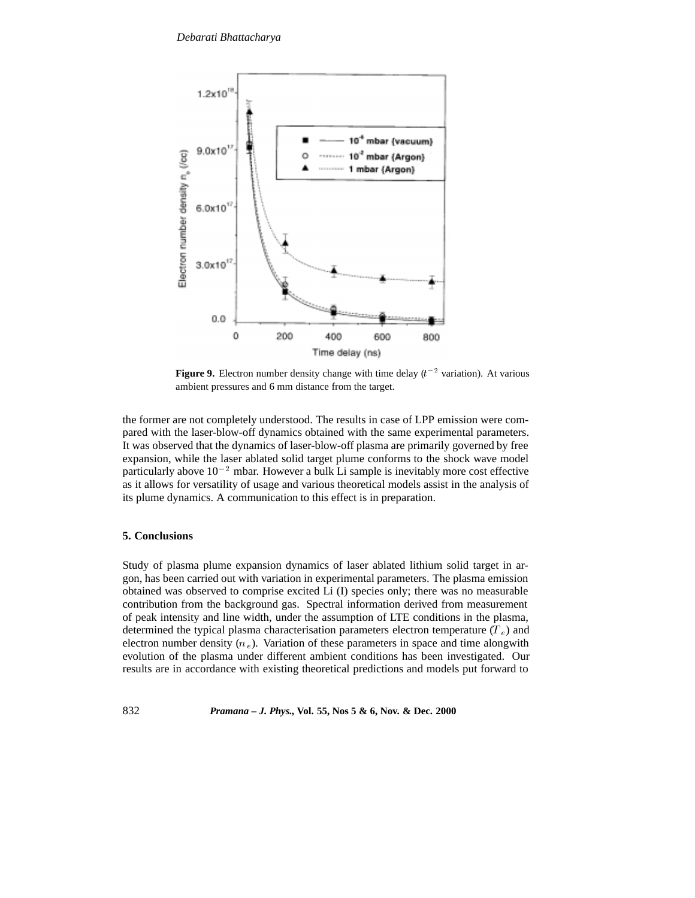**Figure 9.** Electron number density change with time delay ($t^{-2}$ variation). At various ambient pressures and 6 mm distance from the target.

the former are not completely understood. The results in case of LPP emission were compared with the laser-blow-off dynamics obtained with the same experimental parameters. It was observed that the dynamics of laser-blow-off plasma are primarily governed by free expansion, while the laser ablated solid target plume conforms to the shock wave model particularly above $10^{-2}$ mbar. However a bulk Li sample is inevitably more cost effective as it allows for versatility of usage and various theoretical models assist in the analysis of its plume dynamics. A communication to this effect is in preparation.

## 5. Conclusions

Study of plasma plume expansion dynamics of laser ablated lithium solid target in argon, has been carried out with variation in experimental parameters. The plasma emission obtained was observed to comprise excited Li (I) species only; there was no measurable contribution from the background gas. Spectral information derived from measurement of peak intensity and line width, under the assumption of LTE conditions in the plasma, determined the typical plasma characterisation parameters electron temperature ($T_e$) and electron number density ($n_e$). Variation of these parameters in space and time alongwith evolution of the plasma under different ambient conditions has been investigated. Our results are in accordance with existing theoretical predictions and models put forward to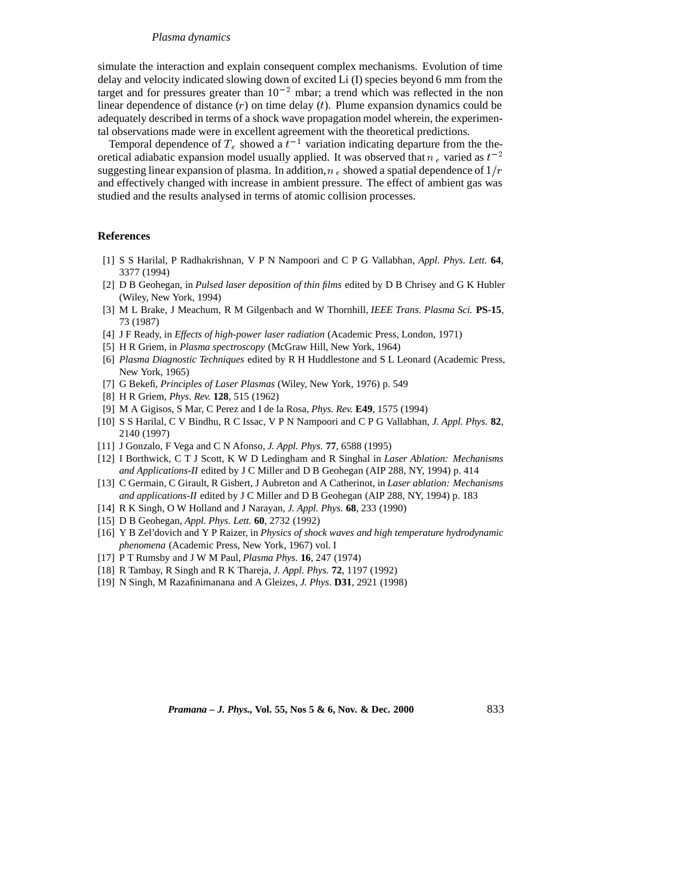simulate the interaction and explain consequent complex mechanisms. Evolution of time delay and velocity indicated slowing down of excited Li (I) species beyond 6 mm from the target and for pressures greater than $10^{-2}$ mbar; a trend which was reflected in the non linear dependence of distance ($r$) on time delay ($t$). Plume expansion dynamics could be adequately described in terms of a shock wave propagation model wherein, the experimental observations made were in excellent agreement with the theoretical predictions.

Temporal dependence of $T_e$ showed a $t^{-1}$ variation indicating departure from the theoretical adiabatic expansion model usually applied. It was observed that $n_e$ varied as $t^{-2}$ suggesting linear expansion of plasma. In addition, $n_e$ showed a spatial dependence of $1/r$ and effectively changed with increase in ambient pressure. The effect of ambient gas was studied and the results analysed in terms of atomic collision processes.

## References

[1] S S Harilal, P Radhakrishnan, V P N Nampoori and C P G Vallabhan, *Appl. Phys. Lett.* **64**, 3377 (1994)

[2] D B Geohegan, in *Pulsed laser deposition of thin films* edited by D B Chrisey and G K Hubler (Wiley, New York, 1994)

[3] M L Brake, J Meachum, R M Gilgenbach and W Thornhill, *IEEE Trans. Plasma Sci.* **PS-15**, 73 (1987)

[4] J F Ready, in *Effects of high-power laser radiation* (Academic Press, London, 1971)

[5] H R Griem, in *Plasma spectroscopy* (McGraw Hill, New York, 1964)

[6] *Plasma Diagnostic Techniques* edited by R H Huddlestone and S L Leonard (Academic Press, New York, 1965)

[7] G Bekefi, *Principles of Laser Plasmas* (Wiley, New York, 1976) p. 549

[8] H R Griem, *Phys. Rev.* **128**, 515 (1962)

[9] M A Gigisos, S Mar, C Perez and I de la Rosa, *Phys. Rev.* **E49**, 1575 (1994)

[10] S S Harilal, C V Bindhu, R C Issac, V P N Nampoori and C P G Vallabhan, *J. Appl. Phys.* **82**, 2140 (1997)

[11] J Gonzalo, F Vega and C N Afonso, *J. Appl. Phys.* **77**, 6588 (1995)

[12] I Borthwick, C T J Scott, K W D Ledingham and R Singhal in *Laser Ablation: Mechanisms and Applications-II* edited by J C Miller and D B Geohegan (AIP 288, NY, 1994) p. 414

[13] C Germain, C Girault, R Gisbert, J Aubreton and A Catherinot, in *Laser ablation: Mechanisms and applications-II* edited by J C Miller and D B Geohegan (AIP 288, NY, 1994) p. 183

[14] R K Singh, O W Holland and J Narayan, *J. Appl. Phys.* **68**, 233 (1990)

[15] D B Geohegan, *Appl. Phys. Lett.* **60**, 2732 (1992)

[16] Y B Zel'dovich and Y P Raizer, in *Physics of shock waves and high temperature hydrodynamic phenomena* (Academic Press, New York, 1967) vol. I

[17] P T Rumsby and J W M Paul, *Plasma Phys.* **16**, 247 (1974)

[18] R Tambay, R Singh and R K Thareja, *J. Appl. Phys.* **72**, 1197 (1992)

[19] N Singh, M Razafinimanana and A Gleizes, *J. Phys.* **D31**, 2921 (1998)